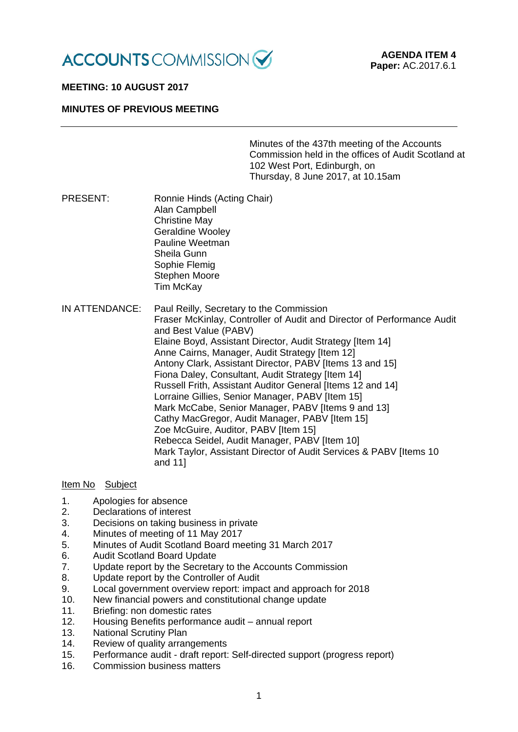ACCOUNTS COMMISSION

**AGENDA ITEM 4**
**Paper:** AC.2017.6.1

**MEETING: 10 AUGUST 2017**

**MINUTES OF PREVIOUS MEETING**

---

Minutes of the 437th meeting of the Accounts Commission held in the offices of Audit Scotland at 102 West Port, Edinburgh, on Thursday, 8 June 2017, at 10.15am

PRESENT:

Ronnie Hinds (Acting Chair)
Alan Campbell
Christine May
Geraldine Wooley
Pauline Weetman
Sheila Gunn
Sophie Flemig
Stephen Moore
Tim McKay

IN ATTENDANCE:

Paul Reilly, Secretary to the Commission
Fraser McKinlay, Controller of Audit and Director of Performance Audit and Best Value (PABV)
Elaine Boyd, Assistant Director, Audit Strategy [Item 14]
Anne Cairns, Manager, Audit Strategy [Item 12]
Antony Clark, Assistant Director, PABV [Items 13 and 15]
Fiona Daley, Consultant, Audit Strategy [Item 14]
Russell Frith, Assistant Auditor General [Items 12 and 14]
Lorraine Gillies, Senior Manager, PABV [Item 15]
Mark McCabe, Senior Manager, PABV [Items 9 and 13]
Cathy MacGregor, Audit Manager, PABV [Item 15]
Zoe McGuire, Auditor, PABV [Item 15]
Rebecca Seidel, Audit Manager, PABV [Item 10]
Mark Taylor, Assistant Director of Audit Services & PABV [Items 10 and 11]

| Item No | Subject |
|---|---|
| 1. | Apologies for absence |
| 2. | Declarations of interest |
| 3. | Decisions on taking business in private |
| 4. | Minutes of meeting of 11 May 2017 |
| 5. | Minutes of Audit Scotland Board meeting 31 March 2017 |
| 6. | Audit Scotland Board Update |
| 7. | Update report by the Secretary to the Accounts Commission |
| 8. | Update report by the Controller of Audit |
| 9. | Local government overview report: impact and approach for 2018 |
| 10. | New financial powers and constitutional change update |
| 11. | Briefing: non domestic rates |
| 12. | Housing Benefits performance audit – annual report |
| 13. | National Scrutiny Plan |
| 14. | Review of quality arrangements |
| 15. | Performance audit - draft report: Self-directed support (progress report) |
| 16. | Commission business matters |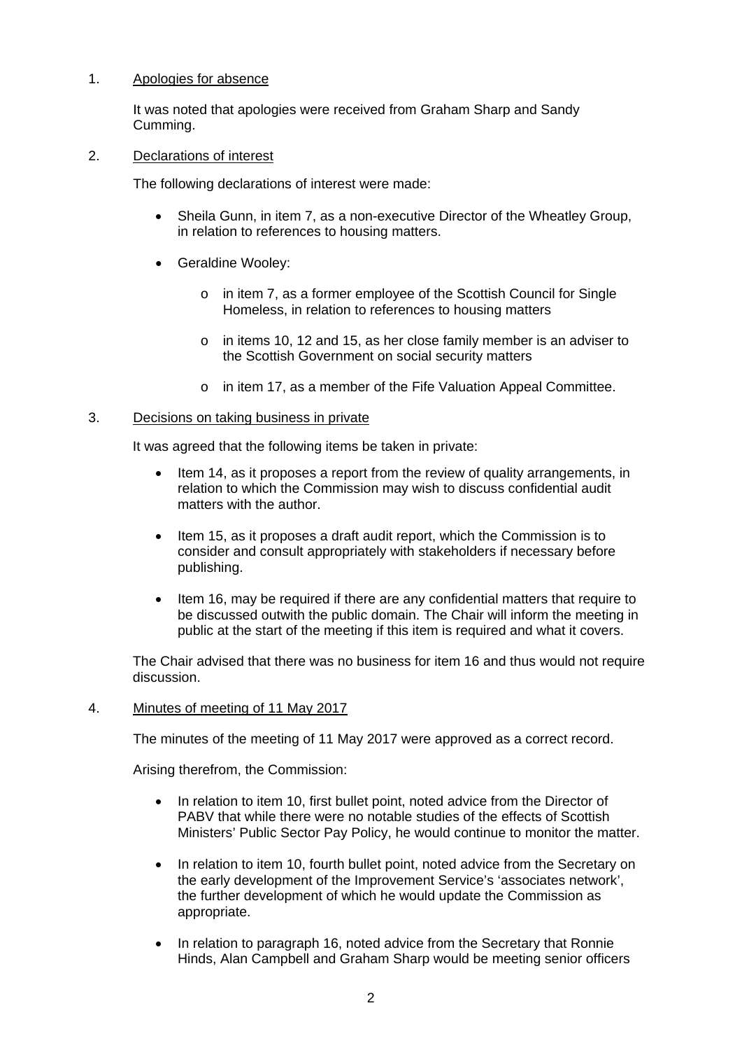1. <u>Apologies for absence</u>

   It was noted that apologies were received from Graham Sharp and Sandy Cumming.

2. <u>Declarations of interest</u>

   The following declarations of interest were made:

   - Sheila Gunn, in item 7, as a non-executive Director of the Wheatley Group, in relation to references to housing matters.
   - Geraldine Wooley:
     - in item 7, as a former employee of the Scottish Council for Single Homeless, in relation to references to housing matters
     - in items 10, 12 and 15, as her close family member is an adviser to the Scottish Government on social security matters
     - in item 17, as a member of the Fife Valuation Appeal Committee.

3. <u>Decisions on taking business in private</u>

   It was agreed that the following items be taken in private:

   - Item 14, as it proposes a report from the review of quality arrangements, in relation to which the Commission may wish to discuss confidential audit matters with the author.
   - Item 15, as it proposes a draft audit report, which the Commission is to consider and consult appropriately with stakeholders if necessary before publishing.
   - Item 16, may be required if there are any confidential matters that require to be discussed outwith the public domain. The Chair will inform the meeting in public at the start of the meeting if this item is required and what it covers.

   The Chair advised that there was no business for item 16 and thus would not require discussion.

4. <u>Minutes of meeting of 11 May 2017</u>

   The minutes of the meeting of 11 May 2017 were approved as a correct record.

   Arising therefrom, the Commission:

   - In relation to item 10, first bullet point, noted advice from the Director of PABV that while there were no notable studies of the effects of Scottish Ministers' Public Sector Pay Policy, he would continue to monitor the matter.
   - In relation to item 10, fourth bullet point, noted advice from the Secretary on the early development of the Improvement Service's 'associates network', the further development of which he would update the Commission as appropriate.
   - In relation to paragraph 16, noted advice from the Secretary that Ronnie Hinds, Alan Campbell and Graham Sharp would be meeting senior officers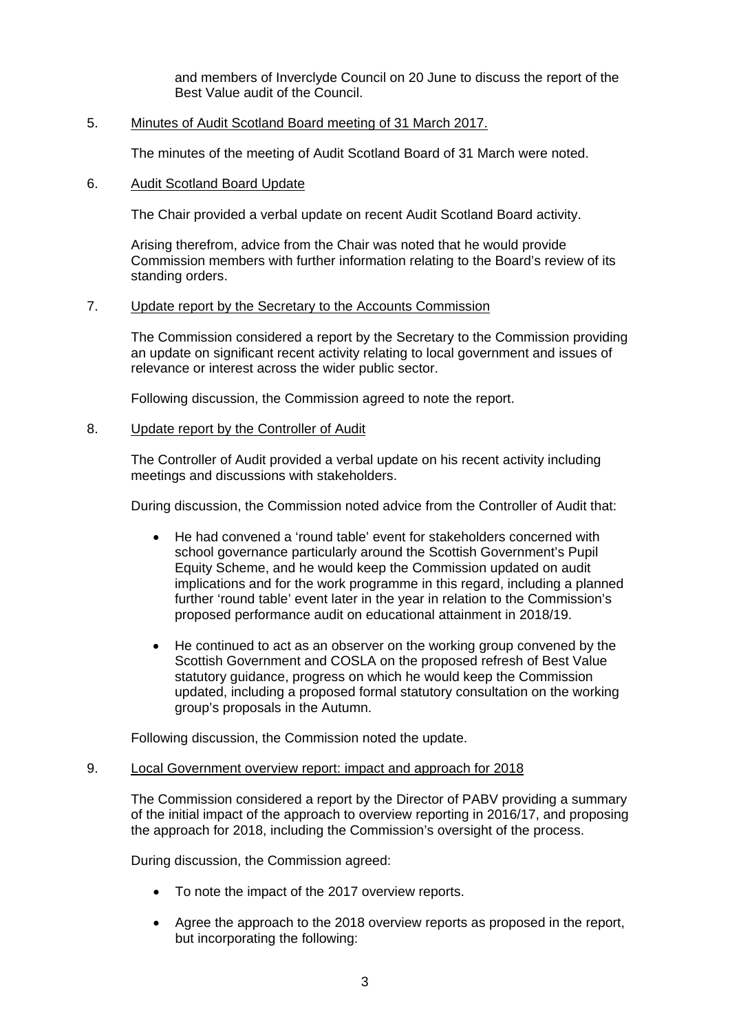and members of Inverclyde Council on 20 June to discuss the report of the Best Value audit of the Council.

5. Minutes of Audit Scotland Board meeting of 31 March 2017.

   The minutes of the meeting of Audit Scotland Board of 31 March were noted.

6. Audit Scotland Board Update

   The Chair provided a verbal update on recent Audit Scotland Board activity.

   Arising therefrom, advice from the Chair was noted that he would provide Commission members with further information relating to the Board's review of its standing orders.

7. Update report by the Secretary to the Accounts Commission

   The Commission considered a report by the Secretary to the Commission providing an update on significant recent activity relating to local government and issues of relevance or interest across the wider public sector.

   Following discussion, the Commission agreed to note the report.

8. Update report by the Controller of Audit

   The Controller of Audit provided a verbal update on his recent activity including meetings and discussions with stakeholders.

   During discussion, the Commission noted advice from the Controller of Audit that:

   - He had convened a 'round table' event for stakeholders concerned with school governance particularly around the Scottish Government's Pupil Equity Scheme, and he would keep the Commission updated on audit implications and for the work programme in this regard, including a planned further 'round table' event later in the year in relation to the Commission's proposed performance audit on educational attainment in 2018/19.

   - He continued to act as an observer on the working group convened by the Scottish Government and COSLA on the proposed refresh of Best Value statutory guidance, progress on which he would keep the Commission updated, including a proposed formal statutory consultation on the working group's proposals in the Autumn.

   Following discussion, the Commission noted the update.

9. Local Government overview report: impact and approach for 2018

   The Commission considered a report by the Director of PABV providing a summary of the initial impact of the approach to overview reporting in 2016/17, and proposing the approach for 2018, including the Commission's oversight of the process.

   During discussion, the Commission agreed:

   - To note the impact of the 2017 overview reports.

   - Agree the approach to the 2018 overview reports as proposed in the report, but incorporating the following: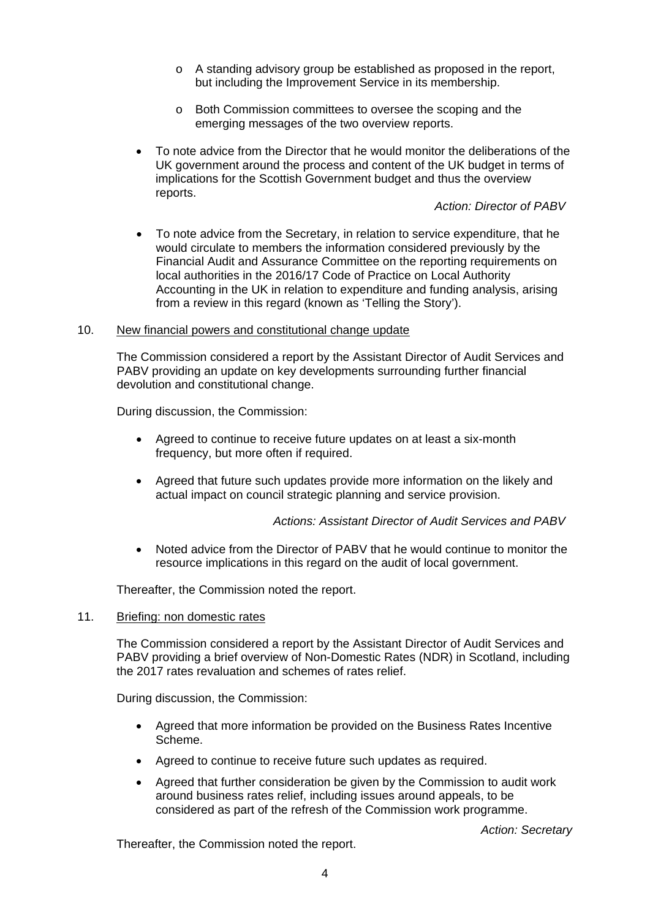- A standing advisory group be established as proposed in the report, but including the Improvement Service in its membership.
- Both Commission committees to oversee the scoping and the emerging messages of the two overview reports.

- To note advice from the Director that he would monitor the deliberations of the UK government around the process and content of the UK budget in terms of implications for the Scottish Government budget and thus the overview reports.

*Action: Director of PABV*

- To note advice from the Secretary, in relation to service expenditure, that he would circulate to members the information considered previously by the Financial Audit and Assurance Committee on the reporting requirements on local authorities in the 2016/17 Code of Practice on Local Authority Accounting in the UK in relation to expenditure and funding analysis, arising from a review in this regard (known as 'Telling the Story').

10. New financial powers and constitutional change update

The Commission considered a report by the Assistant Director of Audit Services and PABV providing an update on key developments surrounding further financial devolution and constitutional change.

During discussion, the Commission:

- Agreed to continue to receive future updates on at least a six-month frequency, but more often if required.
- Agreed that future such updates provide more information on the likely and actual impact on council strategic planning and service provision.

*Actions: Assistant Director of Audit Services and PABV*

- Noted advice from the Director of PABV that he would continue to monitor the resource implications in this regard on the audit of local government.

Thereafter, the Commission noted the report.

11. Briefing: non domestic rates

The Commission considered a report by the Assistant Director of Audit Services and PABV providing a brief overview of Non-Domestic Rates (NDR) in Scotland, including the 2017 rates revaluation and schemes of rates relief.

During discussion, the Commission:

- Agreed that more information be provided on the Business Rates Incentive Scheme.
- Agreed to continue to receive future such updates as required.
- Agreed that further consideration be given by the Commission to audit work around business rates relief, including issues around appeals, to be considered as part of the refresh of the Commission work programme.

*Action: Secretary*

Thereafter, the Commission noted the report.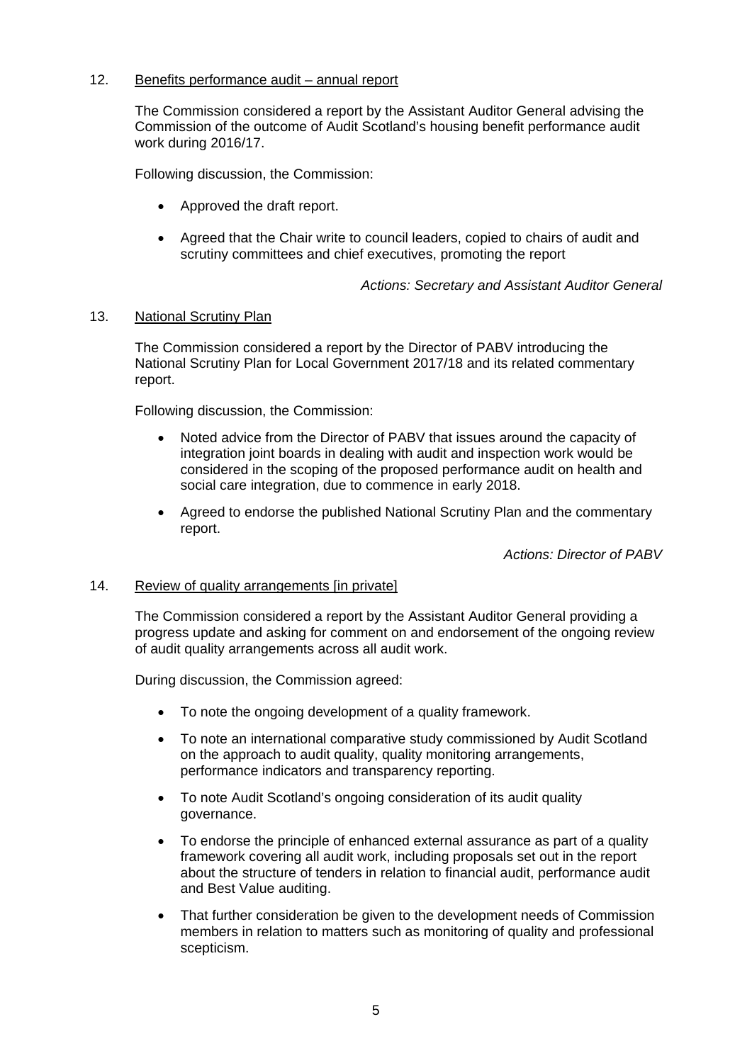12. Benefits performance audit – annual report

The Commission considered a report by the Assistant Auditor General advising the Commission of the outcome of Audit Scotland's housing benefit performance audit work during 2016/17.

Following discussion, the Commission:

- Approved the draft report.
- Agreed that the Chair write to council leaders, copied to chairs of audit and scrutiny committees and chief executives, promoting the report

*Actions: Secretary and Assistant Auditor General*

13. National Scrutiny Plan

The Commission considered a report by the Director of PABV introducing the National Scrutiny Plan for Local Government 2017/18 and its related commentary report.

Following discussion, the Commission:

- Noted advice from the Director of PABV that issues around the capacity of integration joint boards in dealing with audit and inspection work would be considered in the scoping of the proposed performance audit on health and social care integration, due to commence in early 2018.
- Agreed to endorse the published National Scrutiny Plan and the commentary report.

*Actions: Director of PABV*

14. Review of quality arrangements [in private]

The Commission considered a report by the Assistant Auditor General providing a progress update and asking for comment on and endorsement of the ongoing review of audit quality arrangements across all audit work.

During discussion, the Commission agreed:

- To note the ongoing development of a quality framework.
- To note an international comparative study commissioned by Audit Scotland on the approach to audit quality, quality monitoring arrangements, performance indicators and transparency reporting.
- To note Audit Scotland's ongoing consideration of its audit quality governance.
- To endorse the principle of enhanced external assurance as part of a quality framework covering all audit work, including proposals set out in the report about the structure of tenders in relation to financial audit, performance audit and Best Value auditing.
- That further consideration be given to the development needs of Commission members in relation to matters such as monitoring of quality and professional scepticism.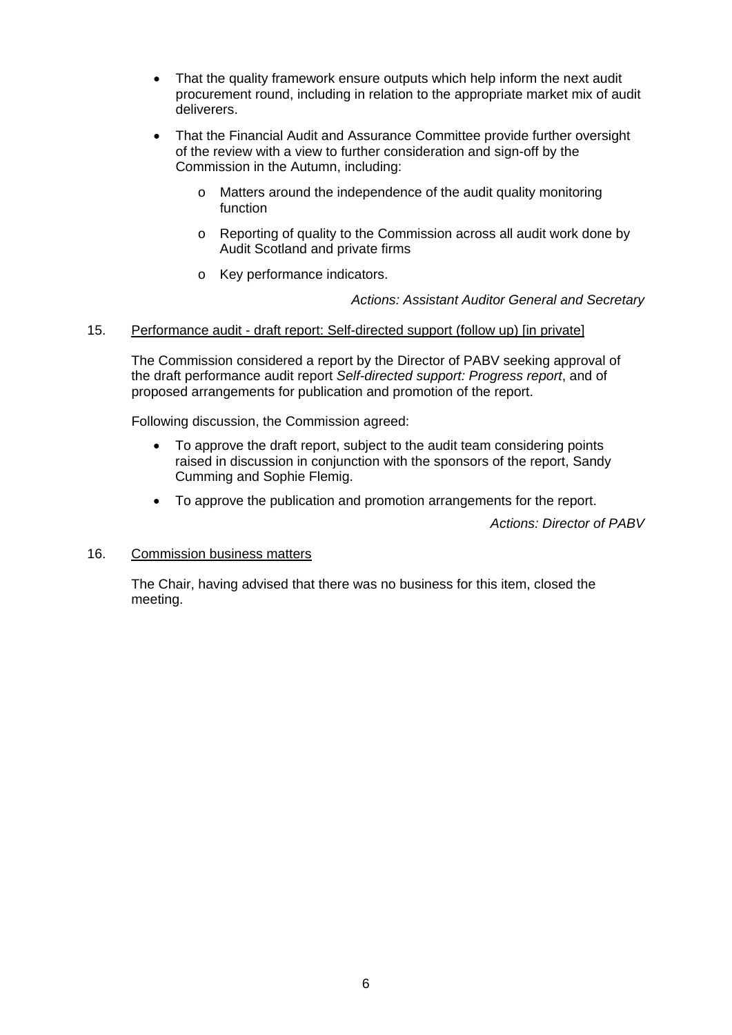- That the quality framework ensure outputs which help inform the next audit procurement round, including in relation to the appropriate market mix of audit deliverers.
- That the Financial Audit and Assurance Committee provide further oversight of the review with a view to further consideration and sign-off by the Commission in the Autumn, including:
  - Matters around the independence of the audit quality monitoring function
  - Reporting of quality to the Commission across all audit work done by Audit Scotland and private firms
  - Key performance indicators.

*Actions: Assistant Auditor General and Secretary*

15. Performance audit - draft report: Self-directed support (follow up) [in private]

The Commission considered a report by the Director of PABV seeking approval of the draft performance audit report *Self-directed support: Progress report*, and of proposed arrangements for publication and promotion of the report.

Following discussion, the Commission agreed:

- To approve the draft report, subject to the audit team considering points raised in discussion in conjunction with the sponsors of the report, Sandy Cumming and Sophie Flemig.
- To approve the publication and promotion arrangements for the report.

*Actions: Director of PABV*

16. Commission business matters

The Chair, having advised that there was no business for this item, closed the meeting.